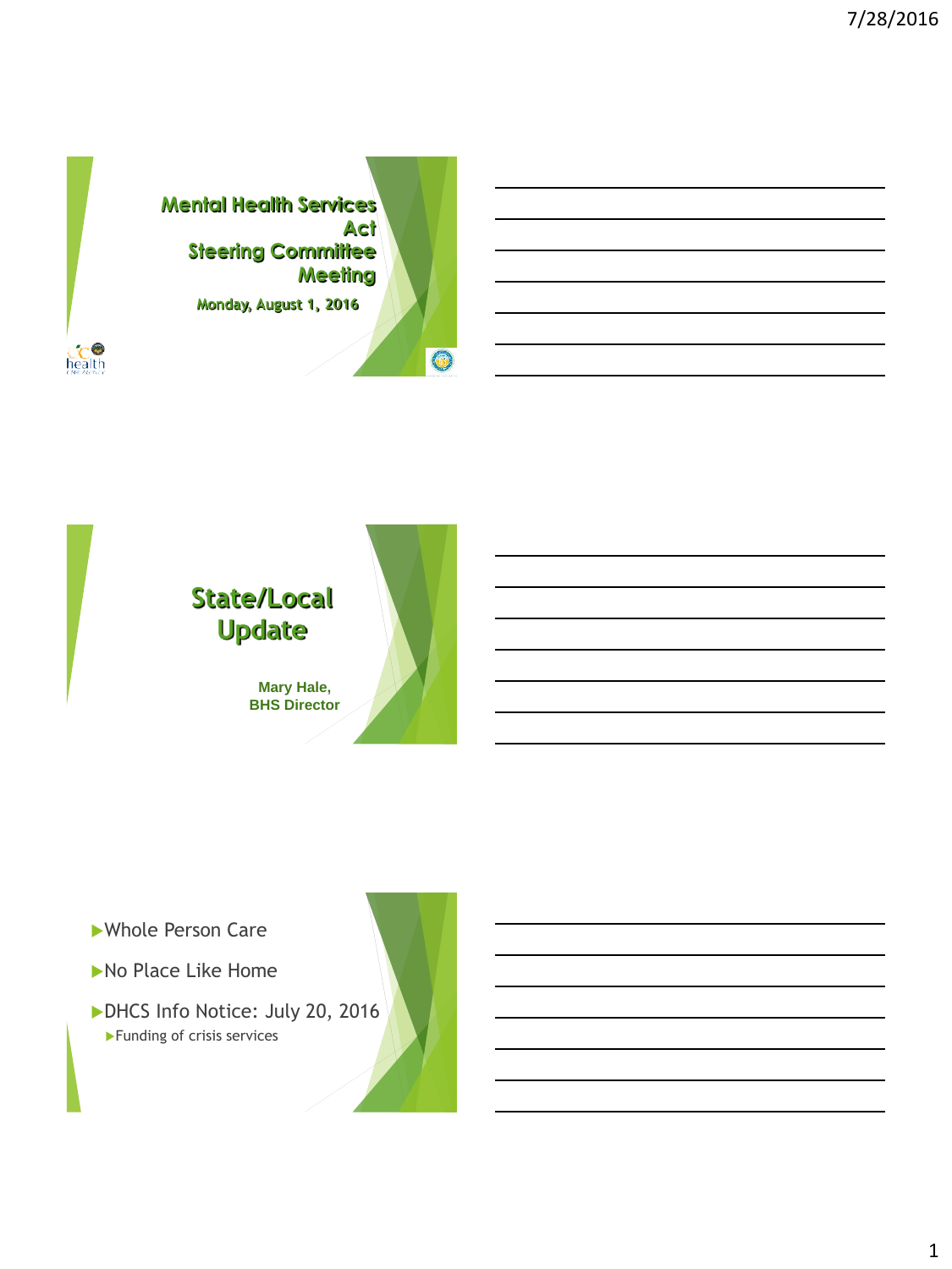# Mental Health Services Act Steering Committee Meeting

Monday, August 1, 2016

# State/Local Update

**Mary Hale, BHS Director**

- Whole Person Care
- No Place Like Home
- DHCS Info Notice: July 20, 2016
  - Funding of crisis services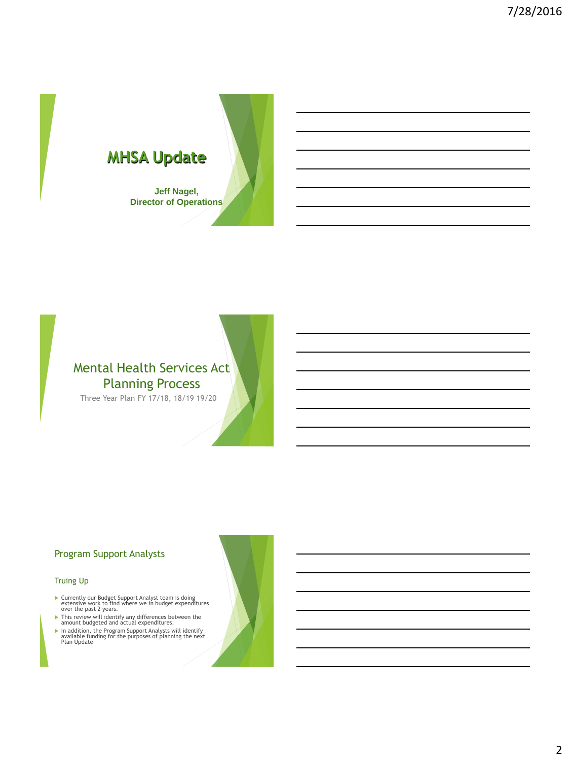# MHSA Update

**Jeff Nagel,**
**Director of Operations**

## Mental Health Services Act Planning Process

Three Year Plan FY 17/18, 18/19 19/20

## Program Support Analysts

### Truing Up

- Currently our Budget Support Analyst team is doing extensive work to find where we in budget expenditures over the past 2 years.
- This review will identify any differences between the amount budgeted and actual expenditures.
- In addition, the Program Support Analysts will identify available funding for the purposes of planning the next Plan Update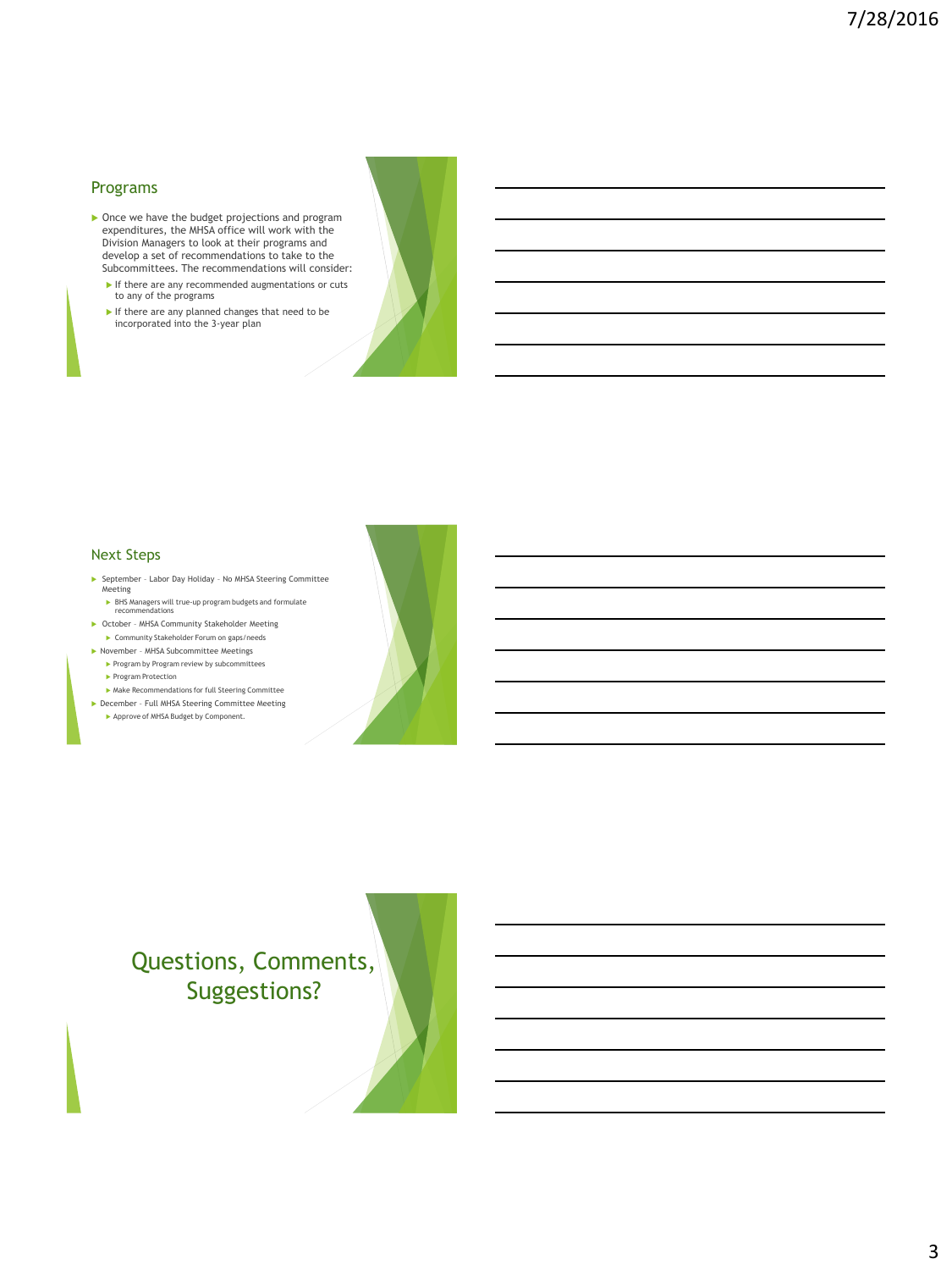## Programs

- Once we have the budget projections and program expenditures, the MHSA office will work with the Division Managers to look at their programs and develop a set of recommendations to take to the Subcommittees. The recommendations will consider:
  - If there are any recommended augmentations or cuts to any of the programs
  - If there are any planned changes that need to be incorporated into the 3-year plan

## Next Steps

- September – Labor Day Holiday – No MHSA Steering Committee Meeting
  - BHS Managers will true-up program budgets and formulate recommendations
- October – MHSA Community Stakeholder Meeting
  - Community Stakeholder Forum on gaps/needs
- November – MHSA Subcommittee Meetings
  - Program by Program review by subcommittees
  - Program Protection
  - Make Recommendations for full Steering Committee
- December – Full MHSA Steering Committee Meeting
  - Approve of MHSA Budget by Component.

## Questions, Comments, Suggestions?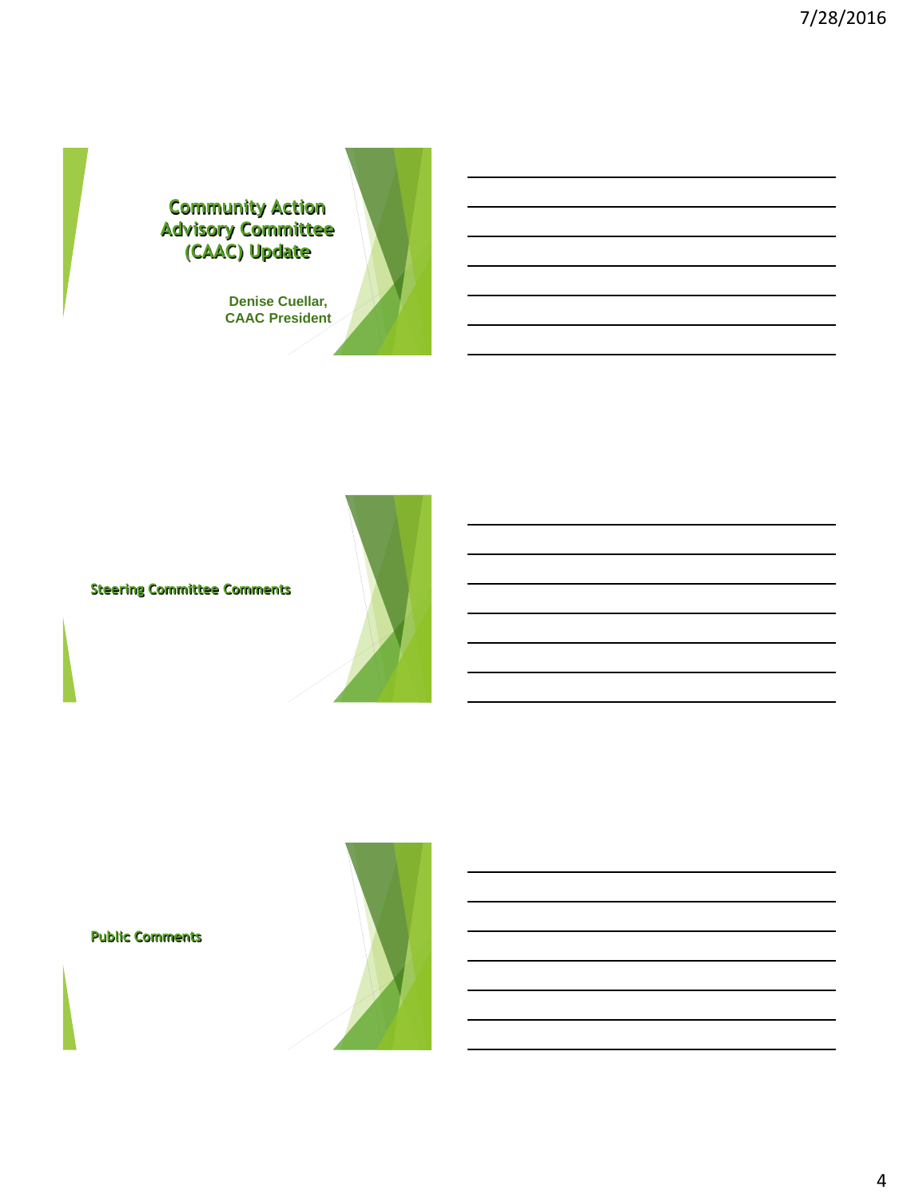## Community Action Advisory Committee (CAAC) Update

**Denise Cuellar, CAAC President**

## Steering Committee Comments

## Public Comments